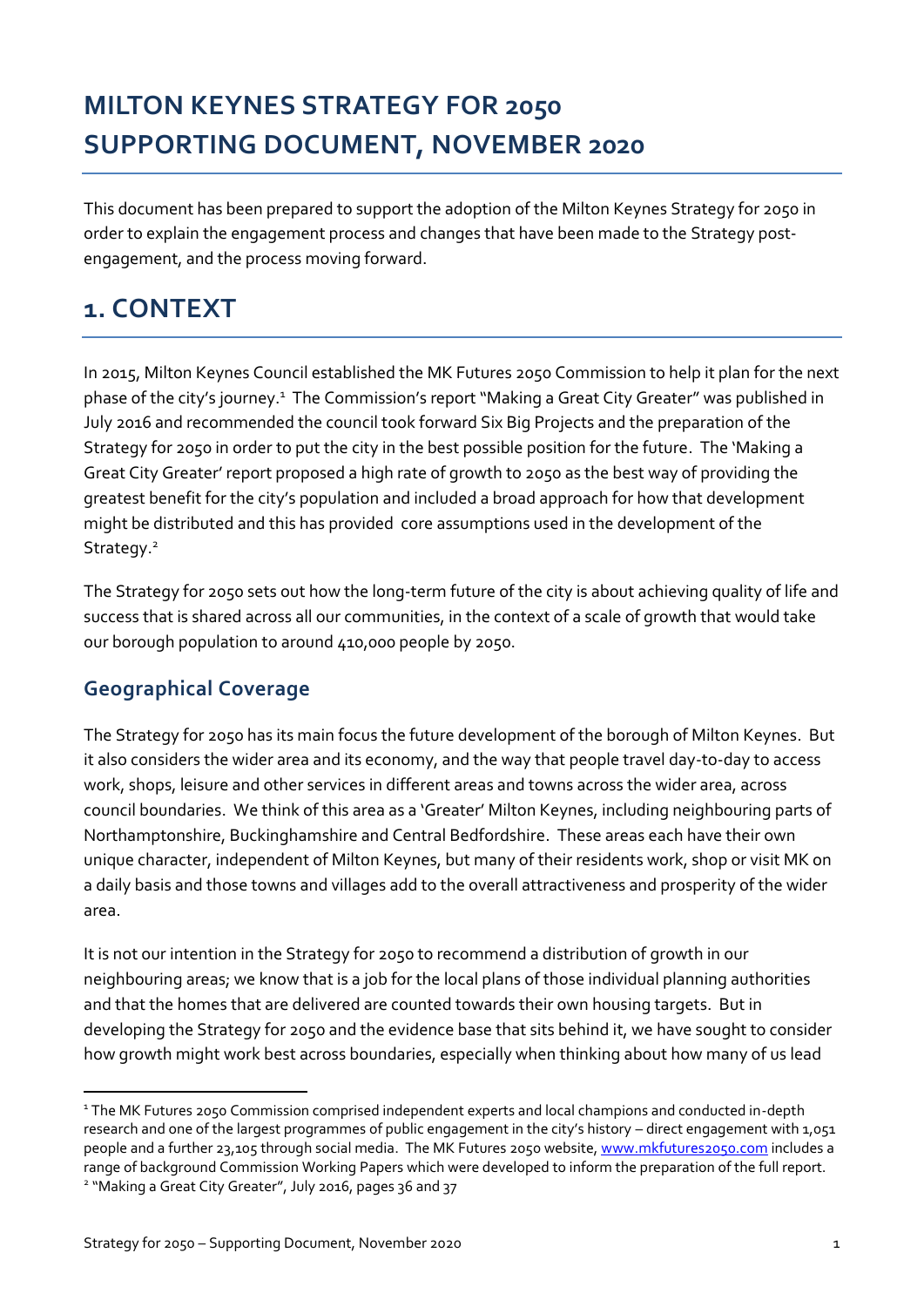# MILTON KEYNES STRATEGY FOR 2050 SUPPORTING DOCUMENT, NOVEMBER 2020

This document has been prepared to support the adoption of the Milton Keynes Strategy for 2050 in order to explain the engagement process and changes that have been made to the Strategy post-engagement, and the process moving forward.

## 1. CONTEXT

In 2015, Milton Keynes Council established the MK Futures 2050 Commission to help it plan for the next phase of the city's journey.[1] The Commission's report "Making a Great City Greater" was published in July 2016 and recommended the council took forward Six Big Projects and the preparation of the Strategy for 2050 in order to put the city in the best possible position for the future. The 'Making a Great City Greater' report proposed a high rate of growth to 2050 as the best way of providing the greatest benefit for the city's population and included a broad approach for how that development might be distributed and this has provided core assumptions used in the development of the Strategy.[2]

The Strategy for 2050 sets out how the long-term future of the city is about achieving quality of life and success that is shared across all our communities, in the context of a scale of growth that would take our borough population to around 410,000 people by 2050.

### Geographical Coverage

The Strategy for 2050 has its main focus the future development of the borough of Milton Keynes. But it also considers the wider area and its economy, and the way that people travel day-to-day to access work, shops, leisure and other services in different areas and towns across the wider area, across council boundaries. We think of this area as a 'Greater' Milton Keynes, including neighbouring parts of Northamptonshire, Buckinghamshire and Central Bedfordshire. These areas each have their own unique character, independent of Milton Keynes, but many of their residents work, shop or visit MK on a daily basis and those towns and villages add to the overall attractiveness and prosperity of the wider area.

It is not our intention in the Strategy for 2050 to recommend a distribution of growth in our neighbouring areas; we know that is a job for the local plans of those individual planning authorities and that the homes that are delivered are counted towards their own housing targets. But in developing the Strategy for 2050 and the evidence base that sits behind it, we have sought to consider how growth might work best across boundaries, especially when thinking about how many of us lead

---

[1] The MK Futures 2050 Commission comprised independent experts and local champions and conducted in-depth research and one of the largest programmes of public engagement in the city's history – direct engagement with 1,051 people and a further 23,105 through social media. The MK Futures 2050 website, www.mkfutures2050.com includes a range of background Commission Working Papers which were developed to inform the preparation of the full report.

[2] "Making a Great City Greater", July 2016, pages 36 and 37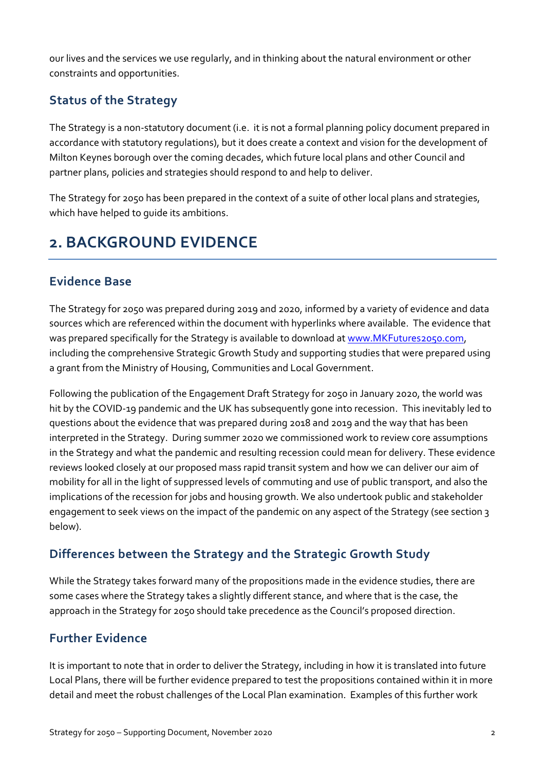our lives and the services we use regularly, and in thinking about the natural environment or other constraints and opportunities.

### Status of the Strategy

The Strategy is a non-statutory document (i.e. it is not a formal planning policy document prepared in accordance with statutory regulations), but it does create a context and vision for the development of Milton Keynes borough over the coming decades, which future local plans and other Council and partner plans, policies and strategies should respond to and help to deliver.

The Strategy for 2050 has been prepared in the context of a suite of other local plans and strategies, which have helped to guide its ambitions.

## 2. BACKGROUND EVIDENCE

### Evidence Base

The Strategy for 2050 was prepared during 2019 and 2020, informed by a variety of evidence and data sources which are referenced within the document with hyperlinks where available. The evidence that was prepared specifically for the Strategy is available to download at [www.MKFutures2050.com](http://www.MKFutures2050.com), including the comprehensive Strategic Growth Study and supporting studies that were prepared using a grant from the Ministry of Housing, Communities and Local Government.

Following the publication of the Engagement Draft Strategy for 2050 in January 2020, the world was hit by the COVID-19 pandemic and the UK has subsequently gone into recession. This inevitably led to questions about the evidence that was prepared during 2018 and 2019 and the way that has been interpreted in the Strategy. During summer 2020 we commissioned work to review core assumptions in the Strategy and what the pandemic and resulting recession could mean for delivery. These evidence reviews looked closely at our proposed mass rapid transit system and how we can deliver our aim of mobility for all in the light of suppressed levels of commuting and use of public transport, and also the implications of the recession for jobs and housing growth. We also undertook public and stakeholder engagement to seek views on the impact of the pandemic on any aspect of the Strategy (see section 3 below).

### Differences between the Strategy and the Strategic Growth Study

While the Strategy takes forward many of the propositions made in the evidence studies, there are some cases where the Strategy takes a slightly different stance, and where that is the case, the approach in the Strategy for 2050 should take precedence as the Council's proposed direction.

### Further Evidence

It is important to note that in order to deliver the Strategy, including in how it is translated into future Local Plans, there will be further evidence prepared to test the propositions contained within it in more detail and meet the robust challenges of the Local Plan examination. Examples of this further work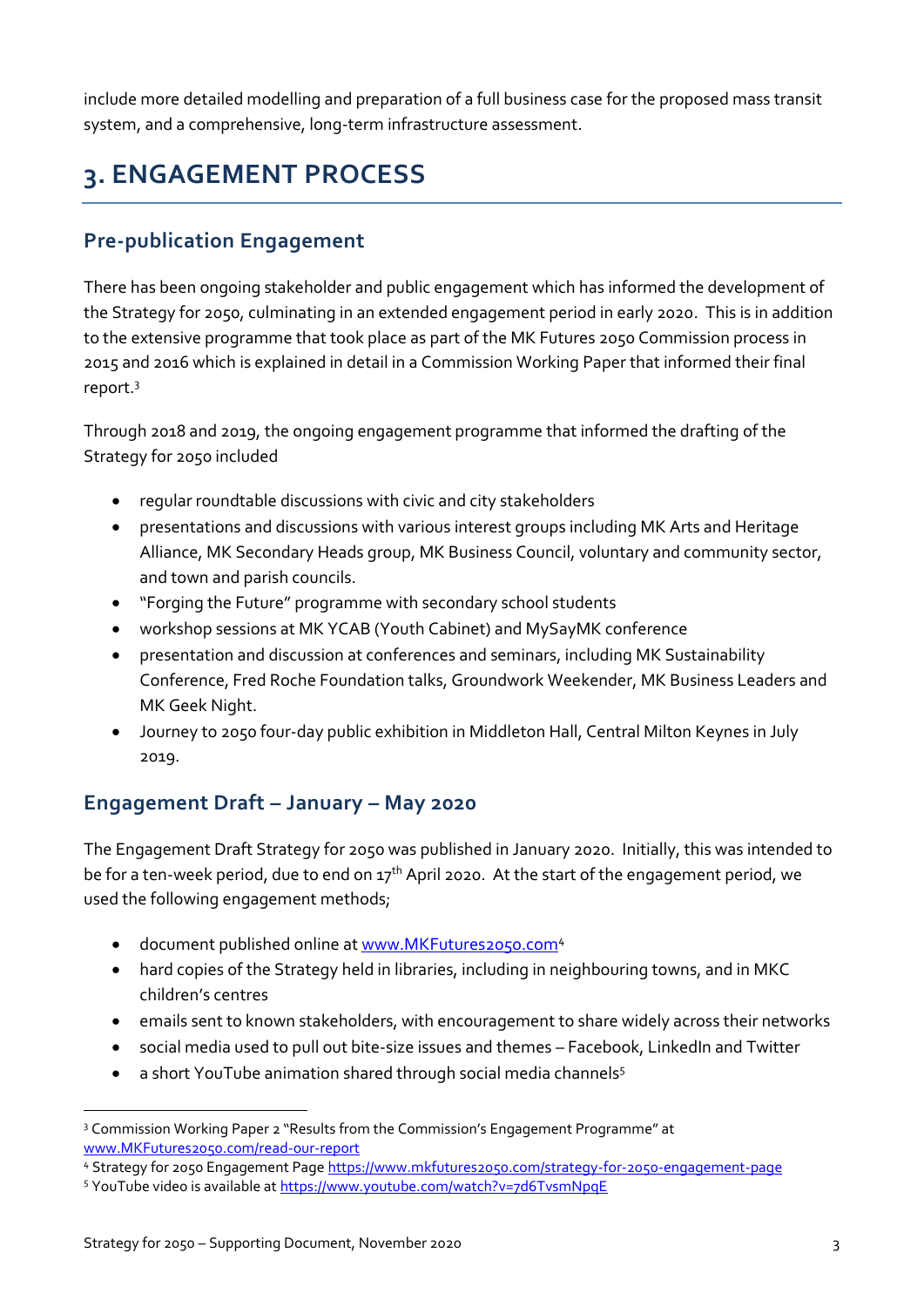include more detailed modelling and preparation of a full business case for the proposed mass transit system, and a comprehensive, long-term infrastructure assessment.

# 3. ENGAGEMENT PROCESS

## Pre-publication Engagement

There has been ongoing stakeholder and public engagement which has informed the development of the Strategy for 2050, culminating in an extended engagement period in early 2020. This is in addition to the extensive programme that took place as part of the MK Futures 2050 Commission process in 2015 and 2016 which is explained in detail in a Commission Working Paper that informed their final report.[3]

Through 2018 and 2019, the ongoing engagement programme that informed the drafting of the Strategy for 2050 included

- regular roundtable discussions with civic and city stakeholders
- presentations and discussions with various interest groups including MK Arts and Heritage Alliance, MK Secondary Heads group, MK Business Council, voluntary and community sector, and town and parish councils.
- "Forging the Future" programme with secondary school students
- workshop sessions at MK YCAB (Youth Cabinet) and MySayMK conference
- presentation and discussion at conferences and seminars, including MK Sustainability Conference, Fred Roche Foundation talks, Groundwork Weekender, MK Business Leaders and MK Geek Night.
- Journey to 2050 four-day public exhibition in Middleton Hall, Central Milton Keynes in July 2019.

## Engagement Draft – January – May 2020

The Engagement Draft Strategy for 2050 was published in January 2020. Initially, this was intended to be for a ten-week period, due to end on 17th April 2020. At the start of the engagement period, we used the following engagement methods;

- document published online at www.MKFutures2050.com[4]
- hard copies of the Strategy held in libraries, including in neighbouring towns, and in MKC children's centres
- emails sent to known stakeholders, with encouragement to share widely across their networks
- social media used to pull out bite-size issues and themes – Facebook, LinkedIn and Twitter
- a short YouTube animation shared through social media channels[5]

---

[3] Commission Working Paper 2 "Results from the Commission's Engagement Programme" at www.MKFutures2050.com/read-our-report

[4] Strategy for 2050 Engagement Page https://www.mkfutures2050.com/strategy-for-2050-engagement-page

[5] YouTube video is available at https://www.youtube.com/watch?v=7d6TvsmNpqE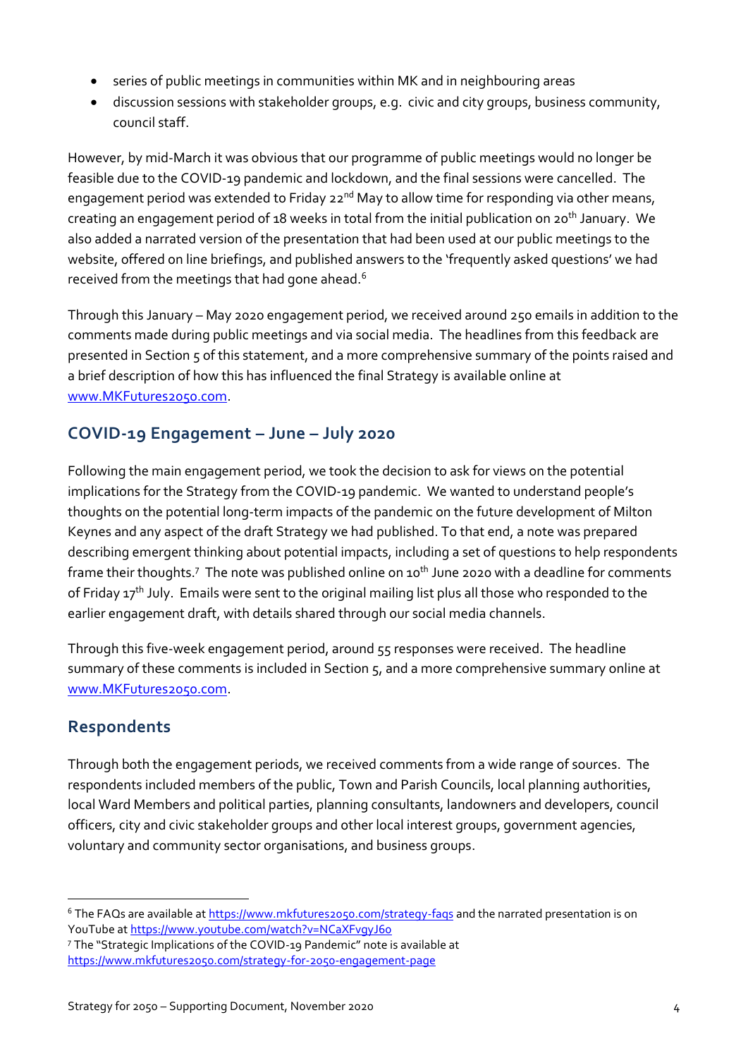- series of public meetings in communities within MK and in neighbouring areas
- discussion sessions with stakeholder groups, e.g. civic and city groups, business community, council staff.

However, by mid-March it was obvious that our programme of public meetings would no longer be feasible due to the COVID-19 pandemic and lockdown, and the final sessions were cancelled. The engagement period was extended to Friday 22nd May to allow time for responding via other means, creating an engagement period of 18 weeks in total from the initial publication on 20th January. We also added a narrated version of the presentation that had been used at our public meetings to the website, offered on line briefings, and published answers to the 'frequently asked questions' we had received from the meetings that had gone ahead.[6]

Through this January – May 2020 engagement period, we received around 250 emails in addition to the comments made during public meetings and via social media. The headlines from this feedback are presented in Section 5 of this statement, and a more comprehensive summary of the points raised and a brief description of how this has influenced the final Strategy is available online at [www.MKFutures2050.com](www.MKFutures2050.com).

## COVID-19 Engagement – June – July 2020

Following the main engagement period, we took the decision to ask for views on the potential implications for the Strategy from the COVID-19 pandemic. We wanted to understand people's thoughts on the potential long-term impacts of the pandemic on the future development of Milton Keynes and any aspect of the draft Strategy we had published. To that end, a note was prepared describing emergent thinking about potential impacts, including a set of questions to help respondents frame their thoughts.[7] The note was published online on 10th June 2020 with a deadline for comments of Friday 17th July. Emails were sent to the original mailing list plus all those who responded to the earlier engagement draft, with details shared through our social media channels.

Through this five-week engagement period, around 55 responses were received. The headline summary of these comments is included in Section 5, and a more comprehensive summary online at [www.MKFutures2050.com](www.MKFutures2050.com).

## Respondents

Through both the engagement periods, we received comments from a wide range of sources. The respondents included members of the public, Town and Parish Councils, local planning authorities, local Ward Members and political parties, planning consultants, landowners and developers, council officers, city and civic stakeholder groups and other local interest groups, government agencies, voluntary and community sector organisations, and business groups.

---

[6] The FAQs are available at https://www.mkfutures2050.com/strategy-faqs and the narrated presentation is on YouTube at https://www.youtube.com/watch?v=NCaXFvgyJ6o

[7] The "Strategic Implications of the COVID-19 Pandemic" note is available at https://www.mkfutures2050.com/strategy-for-2050-engagement-page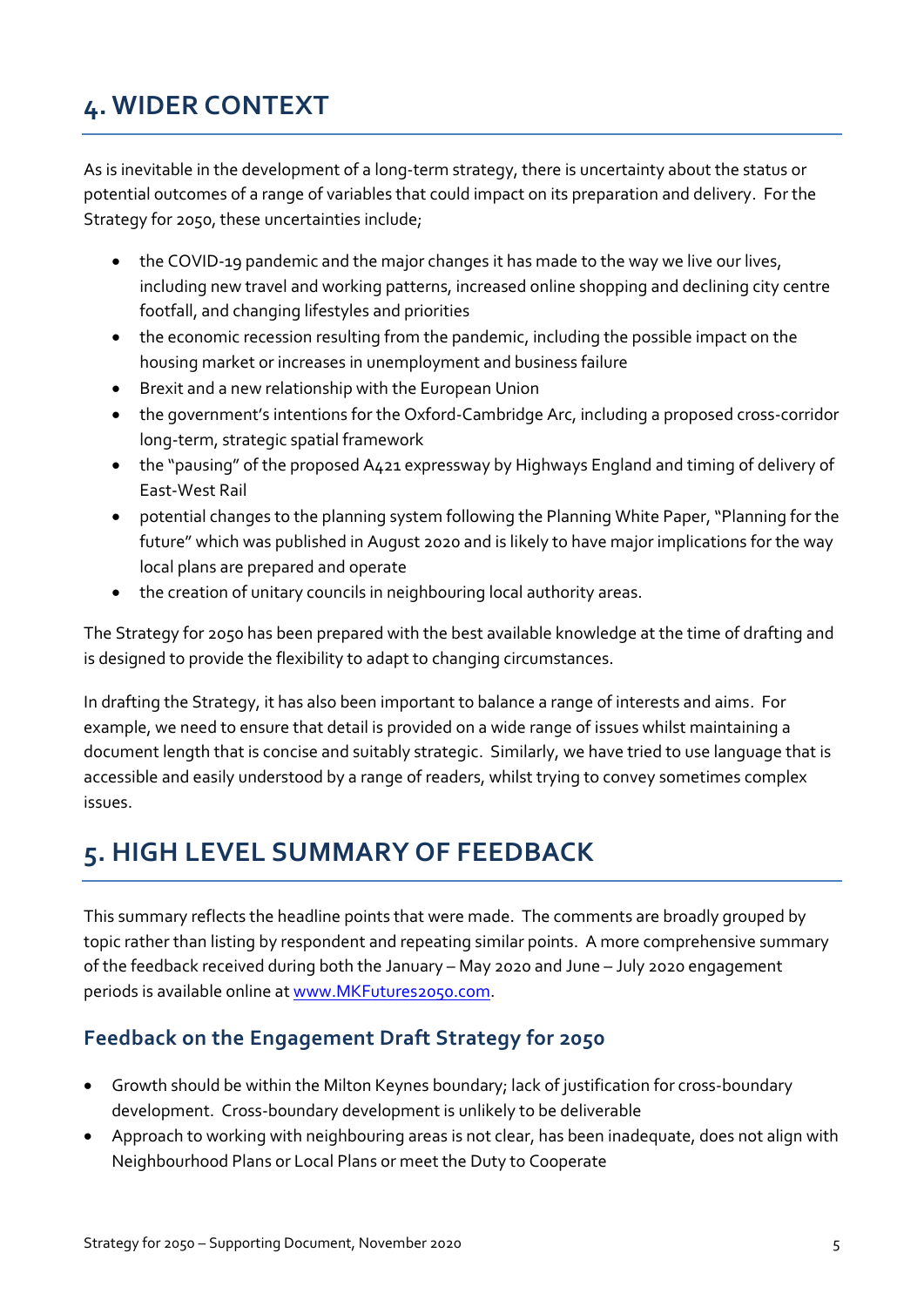## 4. WIDER CONTEXT

As is inevitable in the development of a long-term strategy, there is uncertainty about the status or potential outcomes of a range of variables that could impact on its preparation and delivery. For the Strategy for 2050, these uncertainties include;

- the COVID-19 pandemic and the major changes it has made to the way we live our lives, including new travel and working patterns, increased online shopping and declining city centre footfall, and changing lifestyles and priorities
- the economic recession resulting from the pandemic, including the possible impact on the housing market or increases in unemployment and business failure
- Brexit and a new relationship with the European Union
- the government's intentions for the Oxford-Cambridge Arc, including a proposed cross-corridor long-term, strategic spatial framework
- the "pausing" of the proposed A421 expressway by Highways England and timing of delivery of East-West Rail
- potential changes to the planning system following the Planning White Paper, "Planning for the future" which was published in August 2020 and is likely to have major implications for the way local plans are prepared and operate
- the creation of unitary councils in neighbouring local authority areas.

The Strategy for 2050 has been prepared with the best available knowledge at the time of drafting and is designed to provide the flexibility to adapt to changing circumstances.

In drafting the Strategy, it has also been important to balance a range of interests and aims. For example, we need to ensure that detail is provided on a wide range of issues whilst maintaining a document length that is concise and suitably strategic. Similarly, we have tried to use language that is accessible and easily understood by a range of readers, whilst trying to convey sometimes complex issues.

## 5. HIGH LEVEL SUMMARY OF FEEDBACK

This summary reflects the headline points that were made. The comments are broadly grouped by topic rather than listing by respondent and repeating similar points. A more comprehensive summary of the feedback received during both the January – May 2020 and June – July 2020 engagement periods is available online at [www.MKFutures2050.com](www.MKFutures2050.com).

### Feedback on the Engagement Draft Strategy for 2050

- Growth should be within the Milton Keynes boundary; lack of justification for cross-boundary development. Cross-boundary development is unlikely to be deliverable
- Approach to working with neighbouring areas is not clear, has been inadequate, does not align with Neighbourhood Plans or Local Plans or meet the Duty to Cooperate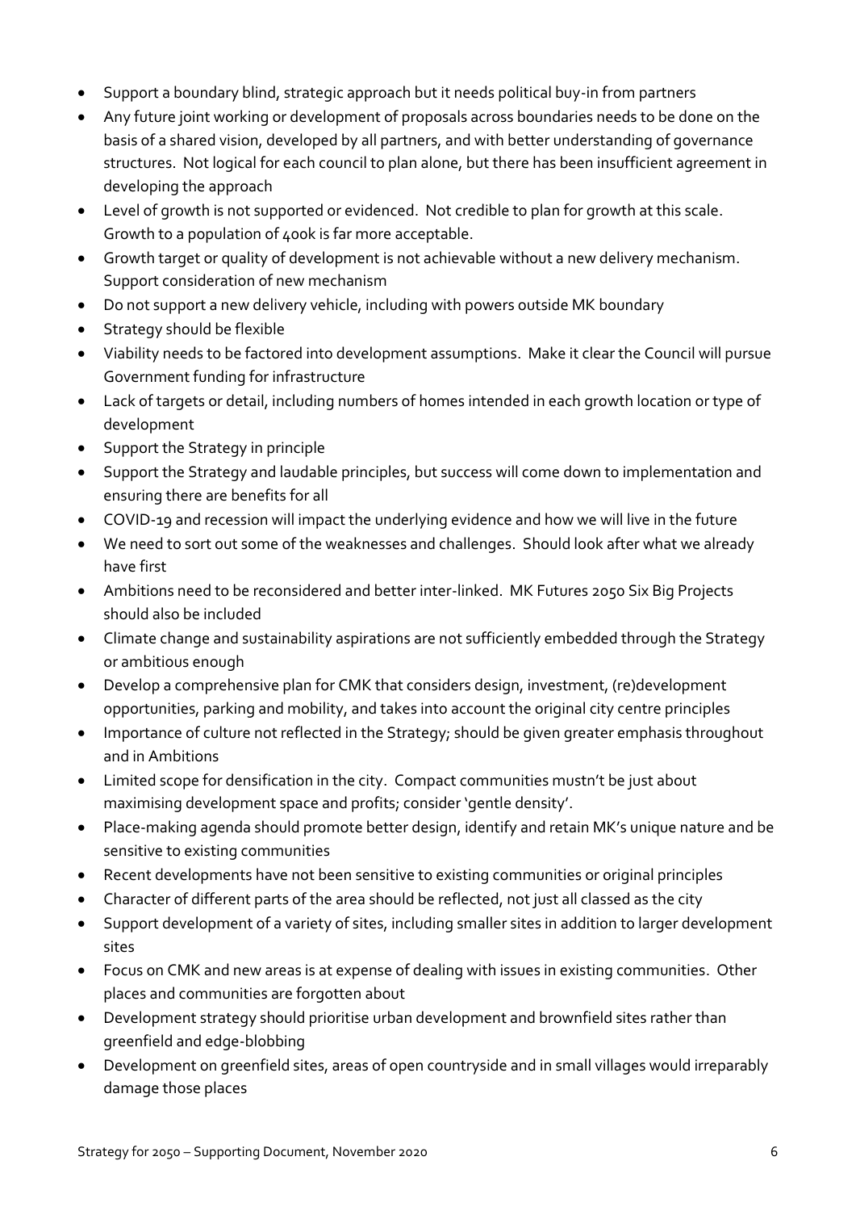- Support a boundary blind, strategic approach but it needs political buy-in from partners
- Any future joint working or development of proposals across boundaries needs to be done on the basis of a shared vision, developed by all partners, and with better understanding of governance structures. Not logical for each council to plan alone, but there has been insufficient agreement in developing the approach
- Level of growth is not supported or evidenced. Not credible to plan for growth at this scale. Growth to a population of 400k is far more acceptable.
- Growth target or quality of development is not achievable without a new delivery mechanism. Support consideration of new mechanism
- Do not support a new delivery vehicle, including with powers outside MK boundary
- Strategy should be flexible
- Viability needs to be factored into development assumptions. Make it clear the Council will pursue Government funding for infrastructure
- Lack of targets or detail, including numbers of homes intended in each growth location or type of development
- Support the Strategy in principle
- Support the Strategy and laudable principles, but success will come down to implementation and ensuring there are benefits for all
- COVID-19 and recession will impact the underlying evidence and how we will live in the future
- We need to sort out some of the weaknesses and challenges. Should look after what we already have first
- Ambitions need to be reconsidered and better inter-linked. MK Futures 2050 Six Big Projects should also be included
- Climate change and sustainability aspirations are not sufficiently embedded through the Strategy or ambitious enough
- Develop a comprehensive plan for CMK that considers design, investment, (re)development opportunities, parking and mobility, and takes into account the original city centre principles
- Importance of culture not reflected in the Strategy; should be given greater emphasis throughout and in Ambitions
- Limited scope for densification in the city. Compact communities mustn't be just about maximising development space and profits; consider 'gentle density'.
- Place-making agenda should promote better design, identify and retain MK's unique nature and be sensitive to existing communities
- Recent developments have not been sensitive to existing communities or original principles
- Character of different parts of the area should be reflected, not just all classed as the city
- Support development of a variety of sites, including smaller sites in addition to larger development sites
- Focus on CMK and new areas is at expense of dealing with issues in existing communities. Other places and communities are forgotten about
- Development strategy should prioritise urban development and brownfield sites rather than greenfield and edge-blobbing
- Development on greenfield sites, areas of open countryside and in small villages would irreparably damage those places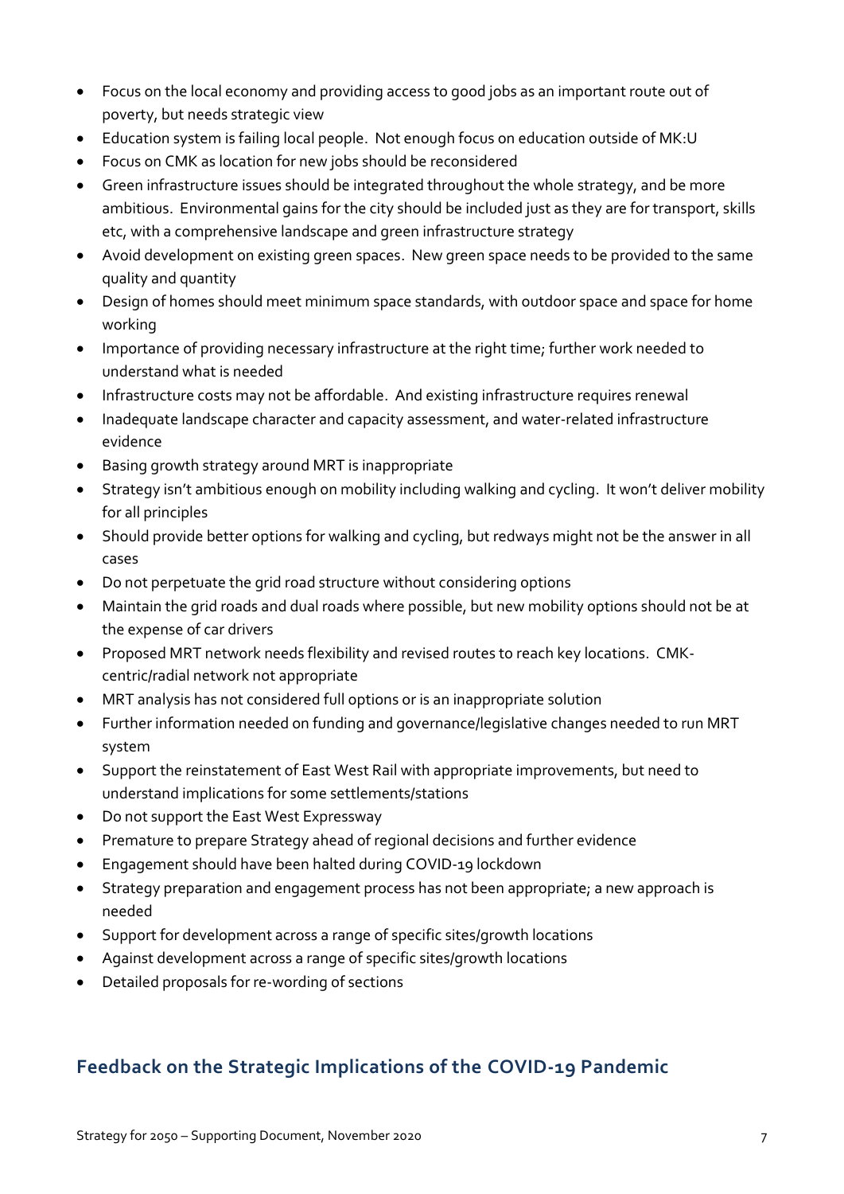- Focus on the local economy and providing access to good jobs as an important route out of poverty, but needs strategic view
- Education system is failing local people. Not enough focus on education outside of MK:U
- Focus on CMK as location for new jobs should be reconsidered
- Green infrastructure issues should be integrated throughout the whole strategy, and be more ambitious. Environmental gains for the city should be included just as they are for transport, skills etc, with a comprehensive landscape and green infrastructure strategy
- Avoid development on existing green spaces. New green space needs to be provided to the same quality and quantity
- Design of homes should meet minimum space standards, with outdoor space and space for home working
- Importance of providing necessary infrastructure at the right time; further work needed to understand what is needed
- Infrastructure costs may not be affordable. And existing infrastructure requires renewal
- Inadequate landscape character and capacity assessment, and water-related infrastructure evidence
- Basing growth strategy around MRT is inappropriate
- Strategy isn't ambitious enough on mobility including walking and cycling. It won't deliver mobility for all principles
- Should provide better options for walking and cycling, but redways might not be the answer in all cases
- Do not perpetuate the grid road structure without considering options
- Maintain the grid roads and dual roads where possible, but new mobility options should not be at the expense of car drivers
- Proposed MRT network needs flexibility and revised routes to reach key locations. CMK-centric/radial network not appropriate
- MRT analysis has not considered full options or is an inappropriate solution
- Further information needed on funding and governance/legislative changes needed to run MRT system
- Support the reinstatement of East West Rail with appropriate improvements, but need to understand implications for some settlements/stations
- Do not support the East West Expressway
- Premature to prepare Strategy ahead of regional decisions and further evidence
- Engagement should have been halted during COVID-19 lockdown
- Strategy preparation and engagement process has not been appropriate; a new approach is needed
- Support for development across a range of specific sites/growth locations
- Against development across a range of specific sites/growth locations
- Detailed proposals for re-wording of sections

## Feedback on the Strategic Implications of the COVID-19 Pandemic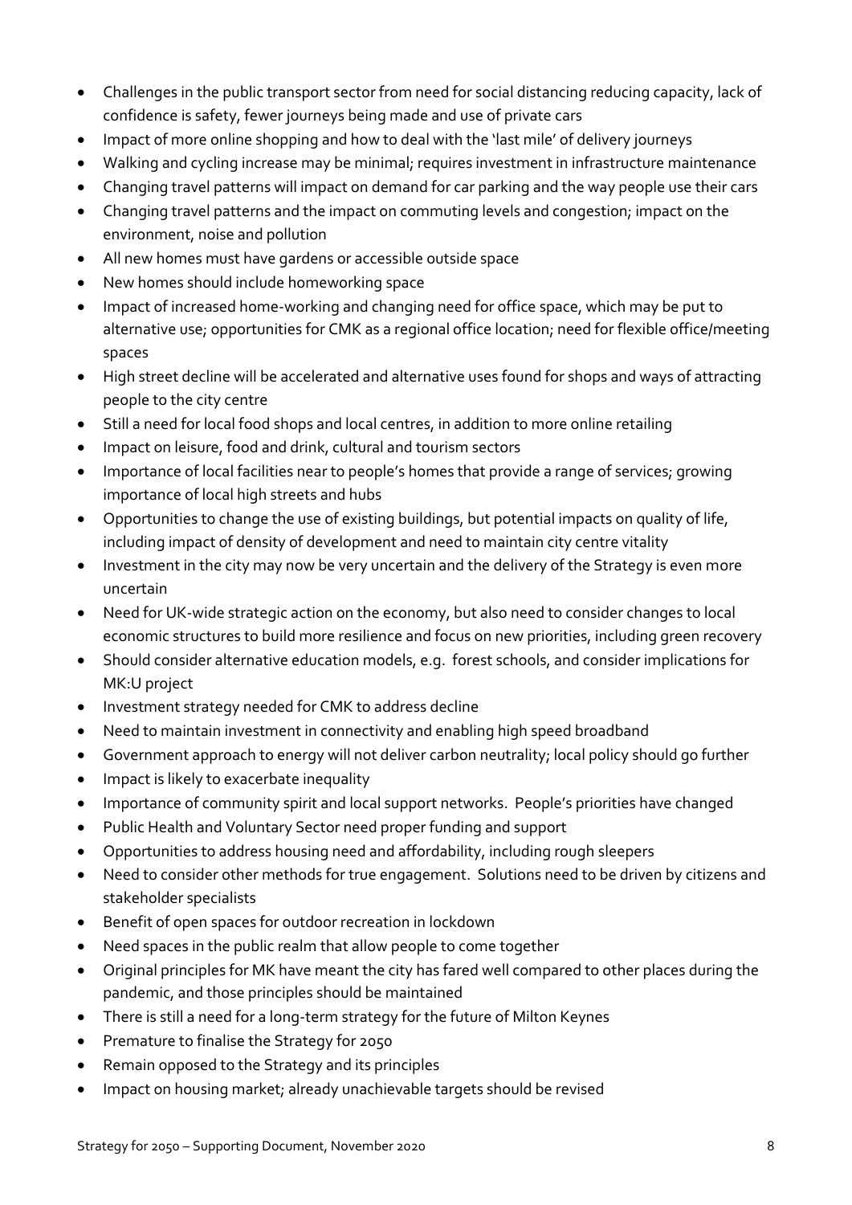- Challenges in the public transport sector from need for social distancing reducing capacity, lack of confidence is safety, fewer journeys being made and use of private cars
- Impact of more online shopping and how to deal with the 'last mile' of delivery journeys
- Walking and cycling increase may be minimal; requires investment in infrastructure maintenance
- Changing travel patterns will impact on demand for car parking and the way people use their cars
- Changing travel patterns and the impact on commuting levels and congestion; impact on the environment, noise and pollution
- All new homes must have gardens or accessible outside space
- New homes should include homeworking space
- Impact of increased home-working and changing need for office space, which may be put to alternative use; opportunities for CMK as a regional office location; need for flexible office/meeting spaces
- High street decline will be accelerated and alternative uses found for shops and ways of attracting people to the city centre
- Still a need for local food shops and local centres, in addition to more online retailing
- Impact on leisure, food and drink, cultural and tourism sectors
- Importance of local facilities near to people's homes that provide a range of services; growing importance of local high streets and hubs
- Opportunities to change the use of existing buildings, but potential impacts on quality of life, including impact of density of development and need to maintain city centre vitality
- Investment in the city may now be very uncertain and the delivery of the Strategy is even more uncertain
- Need for UK-wide strategic action on the economy, but also need to consider changes to local economic structures to build more resilience and focus on new priorities, including green recovery
- Should consider alternative education models, e.g. forest schools, and consider implications for MK:U project
- Investment strategy needed for CMK to address decline
- Need to maintain investment in connectivity and enabling high speed broadband
- Government approach to energy will not deliver carbon neutrality; local policy should go further
- Impact is likely to exacerbate inequality
- Importance of community spirit and local support networks. People's priorities have changed
- Public Health and Voluntary Sector need proper funding and support
- Opportunities to address housing need and affordability, including rough sleepers
- Need to consider other methods for true engagement. Solutions need to be driven by citizens and stakeholder specialists
- Benefit of open spaces for outdoor recreation in lockdown
- Need spaces in the public realm that allow people to come together
- Original principles for MK have meant the city has fared well compared to other places during the pandemic, and those principles should be maintained
- There is still a need for a long-term strategy for the future of Milton Keynes
- Premature to finalise the Strategy for 2050
- Remain opposed to the Strategy and its principles
- Impact on housing market; already unachievable targets should be revised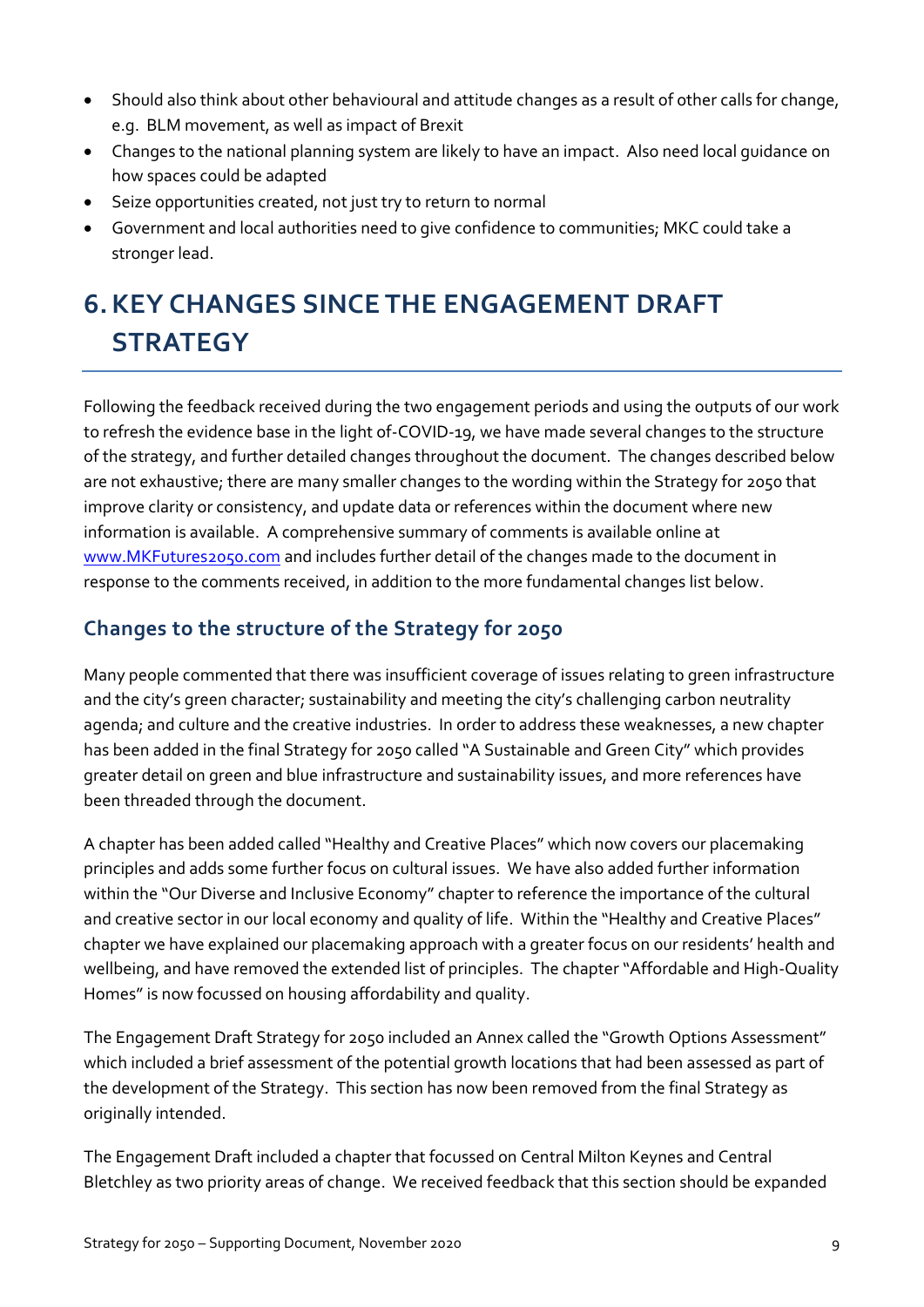- Should also think about other behavioural and attitude changes as a result of other calls for change, e.g. BLM movement, as well as impact of Brexit
- Changes to the national planning system are likely to have an impact. Also need local guidance on how spaces could be adapted
- Seize opportunities created, not just try to return to normal
- Government and local authorities need to give confidence to communities; MKC could take a stronger lead.

# 6. KEY CHANGES SINCE THE ENGAGEMENT DRAFT STRATEGY

Following the feedback received during the two engagement periods and using the outputs of our work to refresh the evidence base in the light of-COVID-19, we have made several changes to the structure of the strategy, and further detailed changes throughout the document. The changes described below are not exhaustive; there are many smaller changes to the wording within the Strategy for 2050 that improve clarity or consistency, and update data or references within the document where new information is available. A comprehensive summary of comments is available online at www.MKFutures2050.com and includes further detail of the changes made to the document in response to the comments received, in addition to the more fundamental changes list below.

## Changes to the structure of the Strategy for 2050

Many people commented that there was insufficient coverage of issues relating to green infrastructure and the city's green character; sustainability and meeting the city's challenging carbon neutrality agenda; and culture and the creative industries. In order to address these weaknesses, a new chapter has been added in the final Strategy for 2050 called "A Sustainable and Green City" which provides greater detail on green and blue infrastructure and sustainability issues, and more references have been threaded through the document.

A chapter has been added called "Healthy and Creative Places" which now covers our placemaking principles and adds some further focus on cultural issues. We have also added further information within the "Our Diverse and Inclusive Economy" chapter to reference the importance of the cultural and creative sector in our local economy and quality of life. Within the "Healthy and Creative Places" chapter we have explained our placemaking approach with a greater focus on our residents' health and wellbeing, and have removed the extended list of principles. The chapter "Affordable and High-Quality Homes" is now focussed on housing affordability and quality.

The Engagement Draft Strategy for 2050 included an Annex called the "Growth Options Assessment" which included a brief assessment of the potential growth locations that had been assessed as part of the development of the Strategy. This section has now been removed from the final Strategy as originally intended.

The Engagement Draft included a chapter that focussed on Central Milton Keynes and Central Bletchley as two priority areas of change. We received feedback that this section should be expanded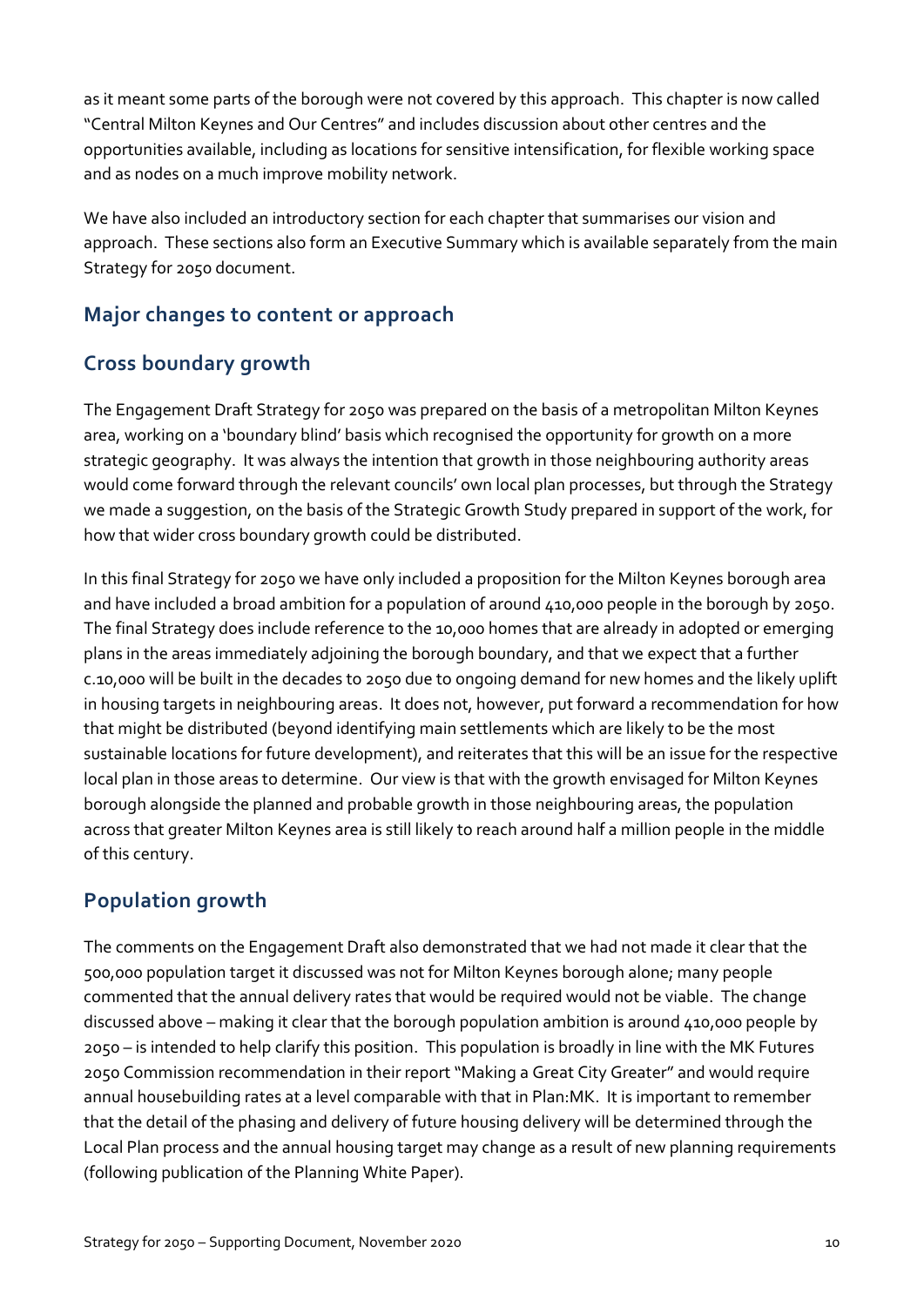as it meant some parts of the borough were not covered by this approach. This chapter is now called "Central Milton Keynes and Our Centres" and includes discussion about other centres and the opportunities available, including as locations for sensitive intensification, for flexible working space and as nodes on a much improve mobility network.

We have also included an introductory section for each chapter that summarises our vision and approach. These sections also form an Executive Summary which is available separately from the main Strategy for 2050 document.

## Major changes to content or approach

## Cross boundary growth

The Engagement Draft Strategy for 2050 was prepared on the basis of a metropolitan Milton Keynes area, working on a 'boundary blind' basis which recognised the opportunity for growth on a more strategic geography. It was always the intention that growth in those neighbouring authority areas would come forward through the relevant councils' own local plan processes, but through the Strategy we made a suggestion, on the basis of the Strategic Growth Study prepared in support of the work, for how that wider cross boundary growth could be distributed.

In this final Strategy for 2050 we have only included a proposition for the Milton Keynes borough area and have included a broad ambition for a population of around 410,000 people in the borough by 2050. The final Strategy does include reference to the 10,000 homes that are already in adopted or emerging plans in the areas immediately adjoining the borough boundary, and that we expect that a further c.10,000 will be built in the decades to 2050 due to ongoing demand for new homes and the likely uplift in housing targets in neighbouring areas. It does not, however, put forward a recommendation for how that might be distributed (beyond identifying main settlements which are likely to be the most sustainable locations for future development), and reiterates that this will be an issue for the respective local plan in those areas to determine. Our view is that with the growth envisaged for Milton Keynes borough alongside the planned and probable growth in those neighbouring areas, the population across that greater Milton Keynes area is still likely to reach around half a million people in the middle of this century.

## Population growth

The comments on the Engagement Draft also demonstrated that we had not made it clear that the 500,000 population target it discussed was not for Milton Keynes borough alone; many people commented that the annual delivery rates that would be required would not be viable. The change discussed above – making it clear that the borough population ambition is around 410,000 people by 2050 – is intended to help clarify this position. This population is broadly in line with the MK Futures 2050 Commission recommendation in their report "Making a Great City Greater" and would require annual housebuilding rates at a level comparable with that in Plan:MK. It is important to remember that the detail of the phasing and delivery of future housing delivery will be determined through the Local Plan process and the annual housing target may change as a result of new planning requirements (following publication of the Planning White Paper).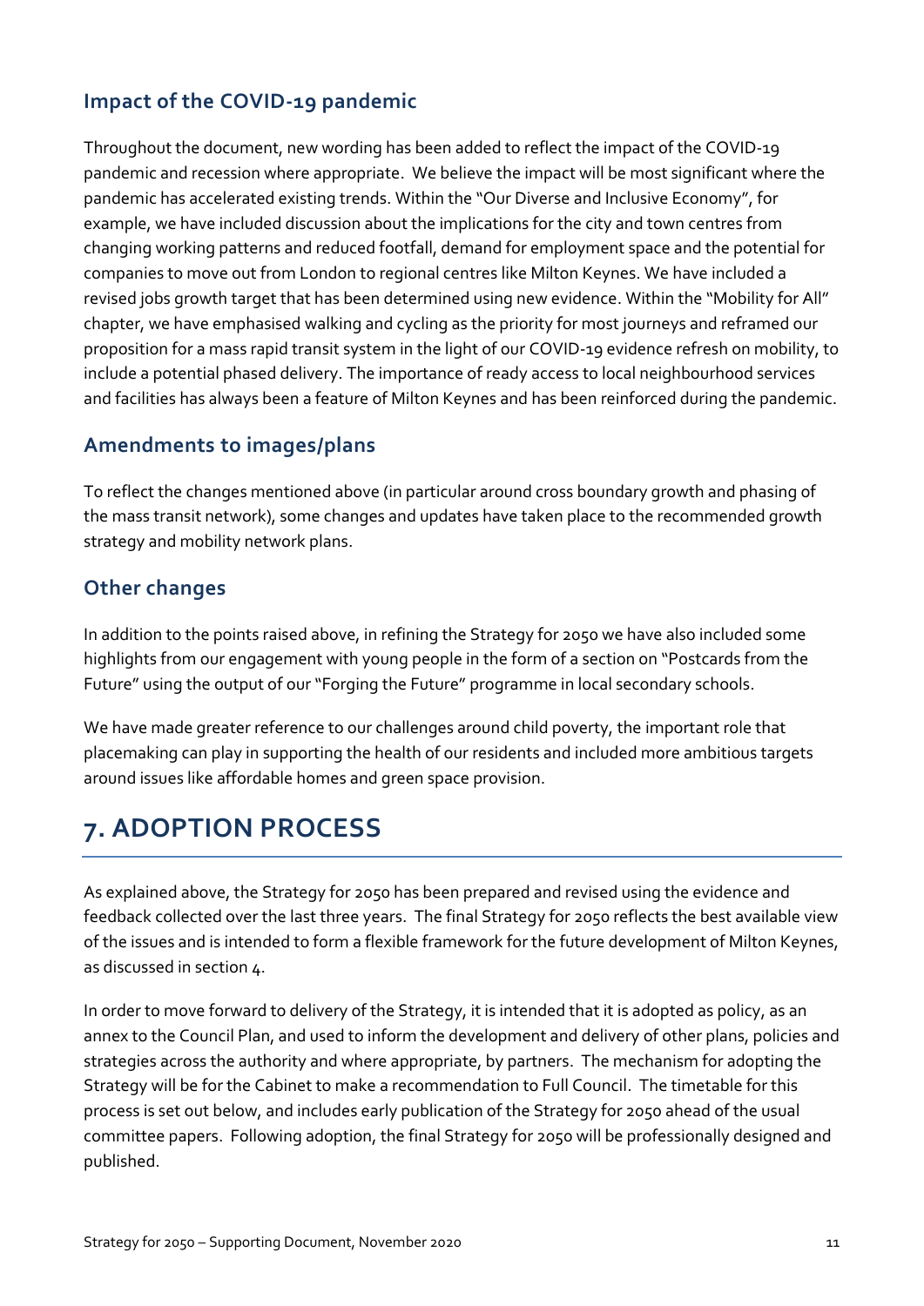### Impact of the COVID-19 pandemic

Throughout the document, new wording has been added to reflect the impact of the COVID-19 pandemic and recession where appropriate. We believe the impact will be most significant where the pandemic has accelerated existing trends. Within the "Our Diverse and Inclusive Economy", for example, we have included discussion about the implications for the city and town centres from changing working patterns and reduced footfall, demand for employment space and the potential for companies to move out from London to regional centres like Milton Keynes. We have included a revised jobs growth target that has been determined using new evidence. Within the "Mobility for All" chapter, we have emphasised walking and cycling as the priority for most journeys and reframed our proposition for a mass rapid transit system in the light of our COVID-19 evidence refresh on mobility, to include a potential phased delivery. The importance of ready access to local neighbourhood services and facilities has always been a feature of Milton Keynes and has been reinforced during the pandemic.

### Amendments to images/plans

To reflect the changes mentioned above (in particular around cross boundary growth and phasing of the mass transit network), some changes and updates have taken place to the recommended growth strategy and mobility network plans.

### Other changes

In addition to the points raised above, in refining the Strategy for 2050 we have also included some highlights from our engagement with young people in the form of a section on "Postcards from the Future" using the output of our "Forging the Future" programme in local secondary schools.

We have made greater reference to our challenges around child poverty, the important role that placemaking can play in supporting the health of our residents and included more ambitious targets around issues like affordable homes and green space provision.

## 7. ADOPTION PROCESS

As explained above, the Strategy for 2050 has been prepared and revised using the evidence and feedback collected over the last three years. The final Strategy for 2050 reflects the best available view of the issues and is intended to form a flexible framework for the future development of Milton Keynes, as discussed in section 4.

In order to move forward to delivery of the Strategy, it is intended that it is adopted as policy, as an annex to the Council Plan, and used to inform the development and delivery of other plans, policies and strategies across the authority and where appropriate, by partners. The mechanism for adopting the Strategy will be for the Cabinet to make a recommendation to Full Council. The timetable for this process is set out below, and includes early publication of the Strategy for 2050 ahead of the usual committee papers. Following adoption, the final Strategy for 2050 will be professionally designed and published.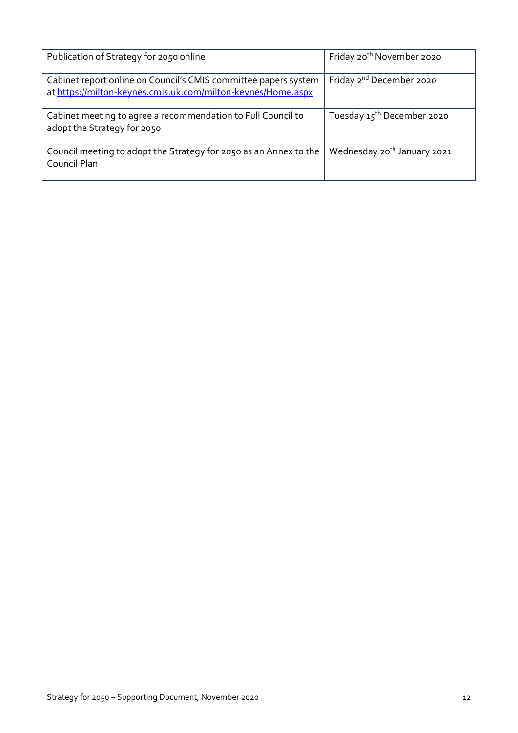| | |
|---|---|
| Publication of Strategy for 2050 online | Friday 20th November 2020 |
| Cabinet report online on Council's CMIS committee papers system at https://milton-keynes.cmis.uk.com/milton-keynes/Home.aspx | Friday 2nd December 2020 |
| Cabinet meeting to agree a recommendation to Full Council to adopt the Strategy for 2050 | Tuesday 15th December 2020 |
| Council meeting to adopt the Strategy for 2050 as an Annex to the Council Plan | Wednesday 20th January 2021 |